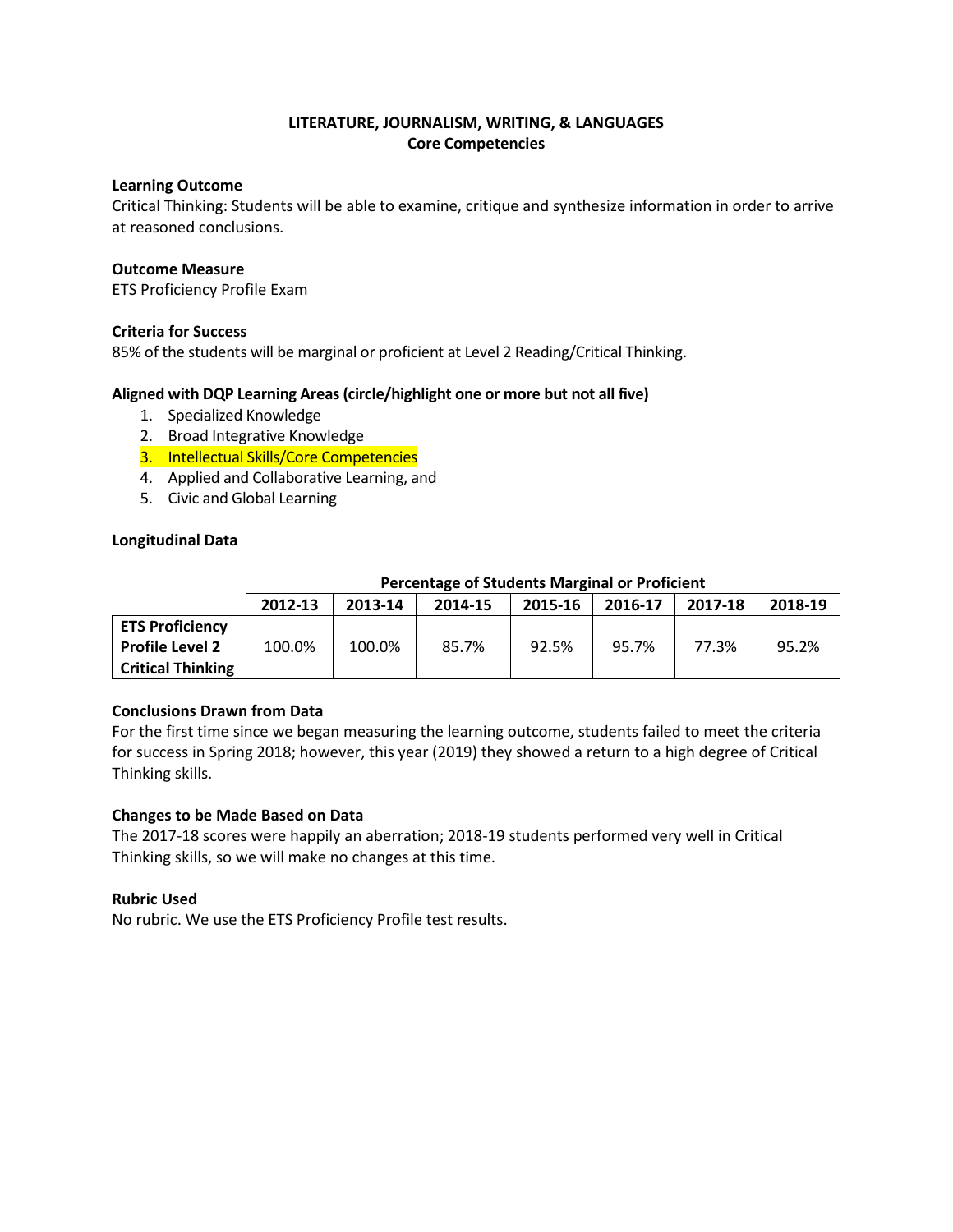**LITERATURE, JOURNALISM, WRITING, & LANGUAGES**
**Core Competencies**

**Learning Outcome**
Critical Thinking: Students will be able to examine, critique and synthesize information in order to arrive at reasoned conclusions.

**Outcome Measure**
ETS Proficiency Profile Exam

**Criteria for Success**
85% of the students will be marginal or proficient at Level 2 Reading/Critical Thinking.

**Aligned with DQP Learning Areas (circle/highlight one or more but not all five)**

1. Specialized Knowledge
2. Broad Integrative Knowledge
3. Intellectual Skills/Core Competencies
4. Applied and Collaborative Learning, and
5. Civic and Global Learning

**Longitudinal Data**

| | Percentage of Students Marginal or Proficient | | | | | | |
|---|---|---|---|---|---|---|---|
| | **2012-13** | **2013-14** | **2014-15** | **2015-16** | **2016-17** | **2017-18** | **2018-19** |
| **ETS Proficiency Profile Level 2 Critical Thinking** | 100.0% | 100.0% | 85.7% | 92.5% | 95.7% | 77.3% | 95.2% |

**Conclusions Drawn from Data**
For the first time since we began measuring the learning outcome, students failed to meet the criteria for success in Spring 2018; however, this year (2019) they showed a return to a high degree of Critical Thinking skills.

**Changes to be Made Based on Data**
The 2017-18 scores were happily an aberration; 2018-19 students performed very well in Critical Thinking skills, so we will make no changes at this time.

**Rubric Used**
No rubric. We use the ETS Proficiency Profile test results.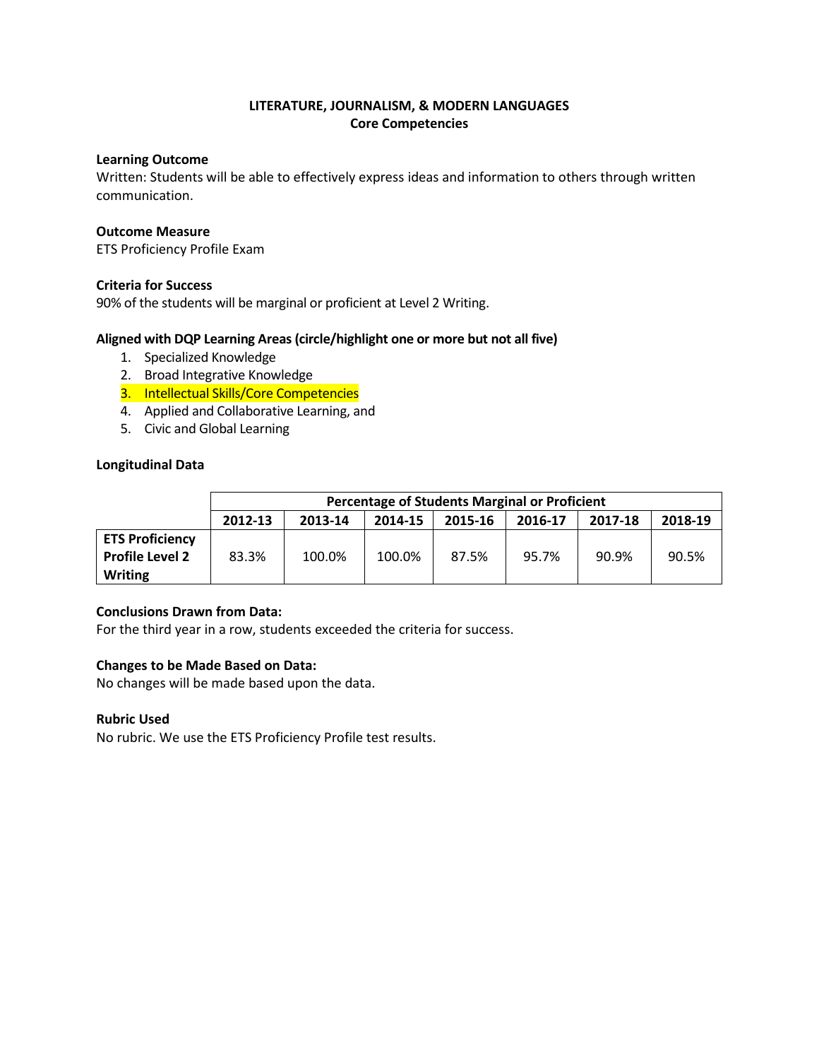**LITERATURE, JOURNALISM, & MODERN LANGUAGES**
**Core Competencies**

**Learning Outcome**
Written: Students will be able to effectively express ideas and information to others through written communication.

**Outcome Measure**
ETS Proficiency Profile Exam

**Criteria for Success**
90% of the students will be marginal or proficient at Level 2 Writing.

**Aligned with DQP Learning Areas (circle/highlight one or more but not all five)**

1. Specialized Knowledge
2. Broad Integrative Knowledge
3. Intellectual Skills/Core Competencies
4. Applied and Collaborative Learning, and
5. Civic and Global Learning

**Longitudinal Data**

| | Percentage of Students Marginal or Proficient | | | | | | |
|---|---|---|---|---|---|---|---|
| | **2012-13** | **2013-14** | **2014-15** | **2015-16** | **2016-17** | **2017-18** | **2018-19** |
| **ETS Proficiency Profile Level 2 Writing** | 83.3% | 100.0% | 100.0% | 87.5% | 95.7% | 90.9% | 90.5% |

**Conclusions Drawn from Data:**
For the third year in a row, students exceeded the criteria for success.

**Changes to be Made Based on Data:**
No changes will be made based upon the data.

**Rubric Used**
No rubric. We use the ETS Proficiency Profile test results.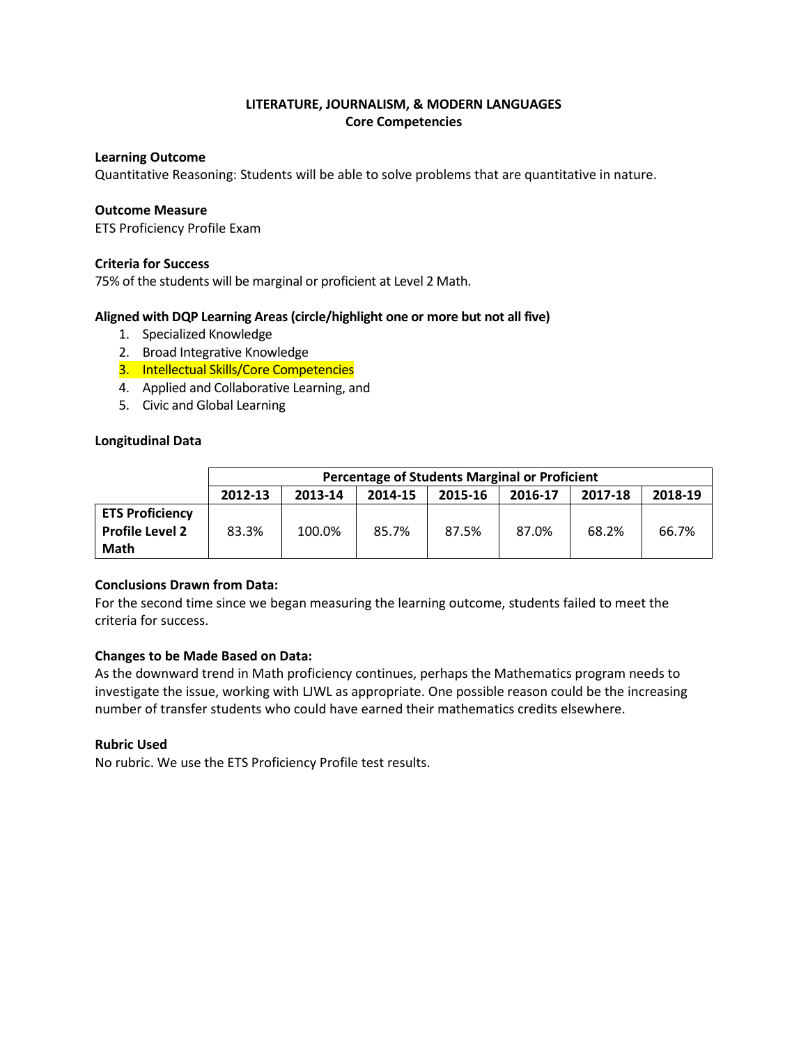# LITERATURE, JOURNALISM, & MODERN LANGUAGES
## Core Competencies

**Learning Outcome**

Quantitative Reasoning: Students will be able to solve problems that are quantitative in nature.

**Outcome Measure**

ETS Proficiency Profile Exam

**Criteria for Success**

75% of the students will be marginal or proficient at Level 2 Math.

**Aligned with DQP Learning Areas (circle/highlight one or more but not all five)**

1. Specialized Knowledge
2. Broad Integrative Knowledge
3. Intellectual Skills/Core Competencies
4. Applied and Collaborative Learning, and
5. Civic and Global Learning

**Longitudinal Data**

| | Percentage of Students Marginal or Proficient | | | | | | |
|---|---|---|---|---|---|---|---|
| | 2012-13 | 2013-14 | 2014-15 | 2015-16 | 2016-17 | 2017-18 | 2018-19 |
| **ETS Proficiency Profile Level 2 Math** | 83.3% | 100.0% | 85.7% | 87.5% | 87.0% | 68.2% | 66.7% |

**Conclusions Drawn from Data:**

For the second time since we began measuring the learning outcome, students failed to meet the criteria for success.

**Changes to be Made Based on Data:**

As the downward trend in Math proficiency continues, perhaps the Mathematics program needs to investigate the issue, working with LJWL as appropriate. One possible reason could be the increasing number of transfer students who could have earned their mathematics credits elsewhere.

**Rubric Used**

No rubric. We use the ETS Proficiency Profile test results.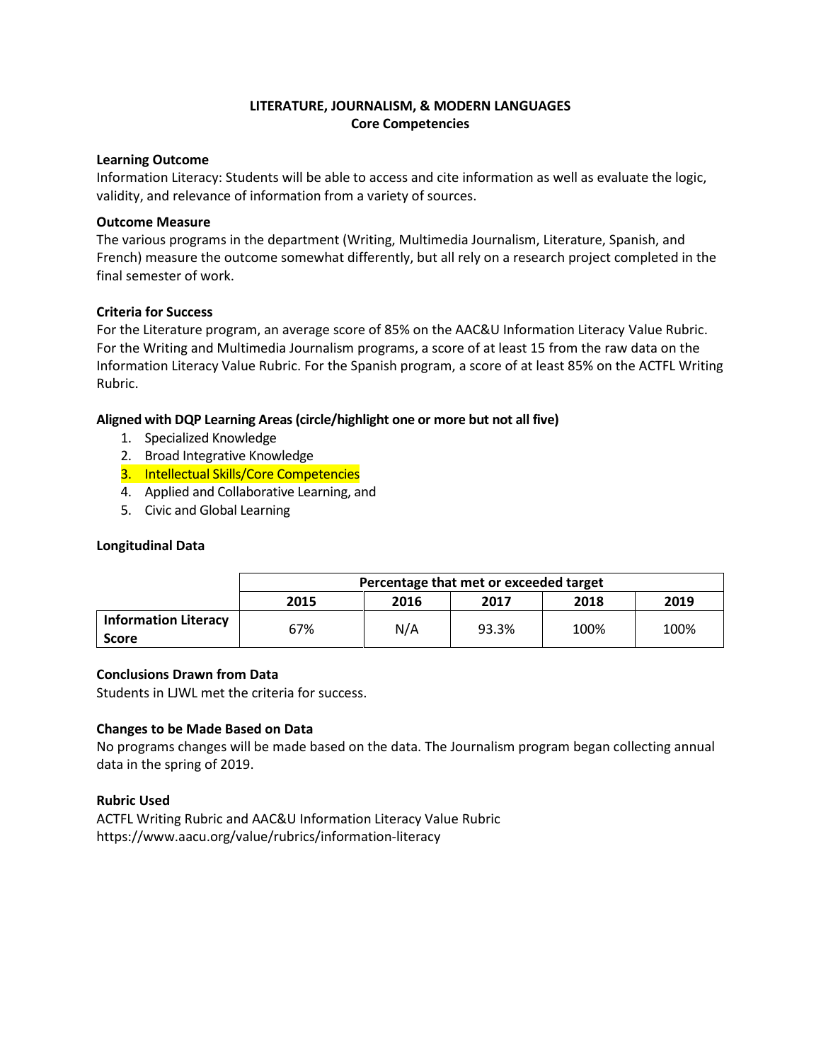# LITERATURE, JOURNALISM, & MODERN LANGUAGES
## Core Competencies

**Learning Outcome**

Information Literacy: Students will be able to access and cite information as well as evaluate the logic, validity, and relevance of information from a variety of sources.

**Outcome Measure**

The various programs in the department (Writing, Multimedia Journalism, Literature, Spanish, and French) measure the outcome somewhat differently, but all rely on a research project completed in the final semester of work.

**Criteria for Success**

For the Literature program, an average score of 85% on the AAC&U Information Literacy Value Rubric. For the Writing and Multimedia Journalism programs, a score of at least 15 from the raw data on the Information Literacy Value Rubric. For the Spanish program, a score of at least 85% on the ACTFL Writing Rubric.

**Aligned with DQP Learning Areas (circle/highlight one or more but not all five)**

1. Specialized Knowledge
2. Broad Integrative Knowledge
3. Intellectual Skills/Core Competencies
4. Applied and Collaborative Learning, and
5. Civic and Global Learning

**Longitudinal Data**

| | Percentage that met or exceeded target | | | | |
|---|---|---|---|---|---|
| | 2015 | 2016 | 2017 | 2018 | 2019 |
| **Information Literacy Score** | 67% | N/A | 93.3% | 100% | 100% |

**Conclusions Drawn from Data**

Students in LJWL met the criteria for success.

**Changes to be Made Based on Data**

No programs changes will be made based on the data. The Journalism program began collecting annual data in the spring of 2019.

**Rubric Used**

ACTFL Writing Rubric and AAC&U Information Literacy Value Rubric
https://www.aacu.org/value/rubrics/information-literacy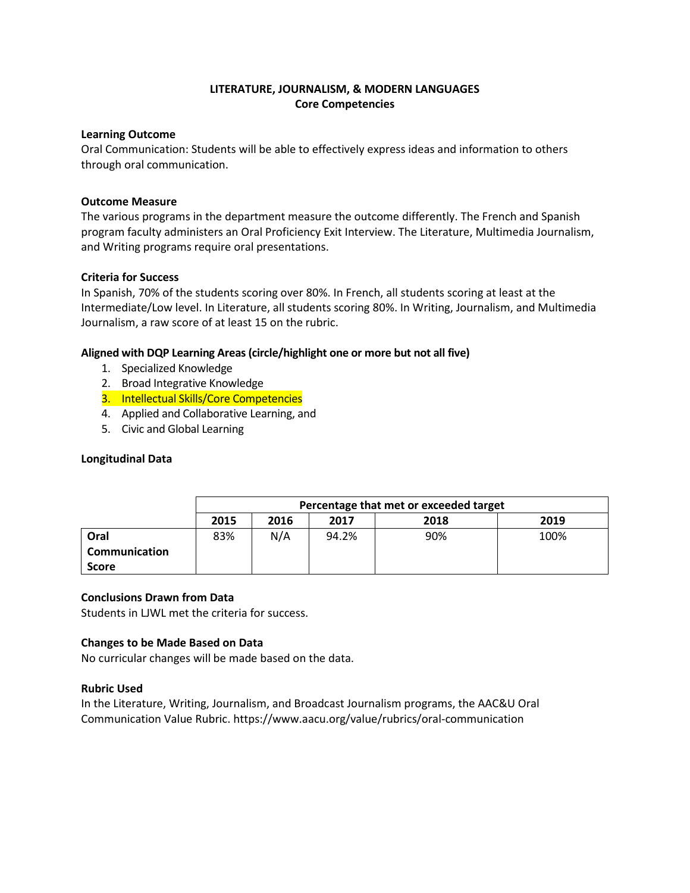# LITERATURE, JOURNALISM, & MODERN LANGUAGES
## Core Competencies

**Learning Outcome**

Oral Communication: Students will be able to effectively express ideas and information to others through oral communication.

**Outcome Measure**

The various programs in the department measure the outcome differently. The French and Spanish program faculty administers an Oral Proficiency Exit Interview. The Literature, Multimedia Journalism, and Writing programs require oral presentations.

**Criteria for Success**

In Spanish, 70% of the students scoring over 80%. In French, all students scoring at least at the Intermediate/Low level. In Literature, all students scoring 80%. In Writing, Journalism, and Multimedia Journalism, a raw score of at least 15 on the rubric.

**Aligned with DQP Learning Areas (circle/highlight one or more but not all five)**

1. Specialized Knowledge
2. Broad Integrative Knowledge
3. Intellectual Skills/Core Competencies
4. Applied and Collaborative Learning, and
5. Civic and Global Learning

**Longitudinal Data**

| | Percentage that met or exceeded target | | | | |
|---|---|---|---|---|---|
| | 2015 | 2016 | 2017 | 2018 | 2019 |
| **Oral Communication Score** | 83% | N/A | 94.2% | 90% | 100% |

**Conclusions Drawn from Data**

Students in LJWL met the criteria for success.

**Changes to be Made Based on Data**

No curricular changes will be made based on the data.

**Rubric Used**

In the Literature, Writing, Journalism, and Broadcast Journalism programs, the AAC&U Oral Communication Value Rubric. https://www.aacu.org/value/rubrics/oral-communication